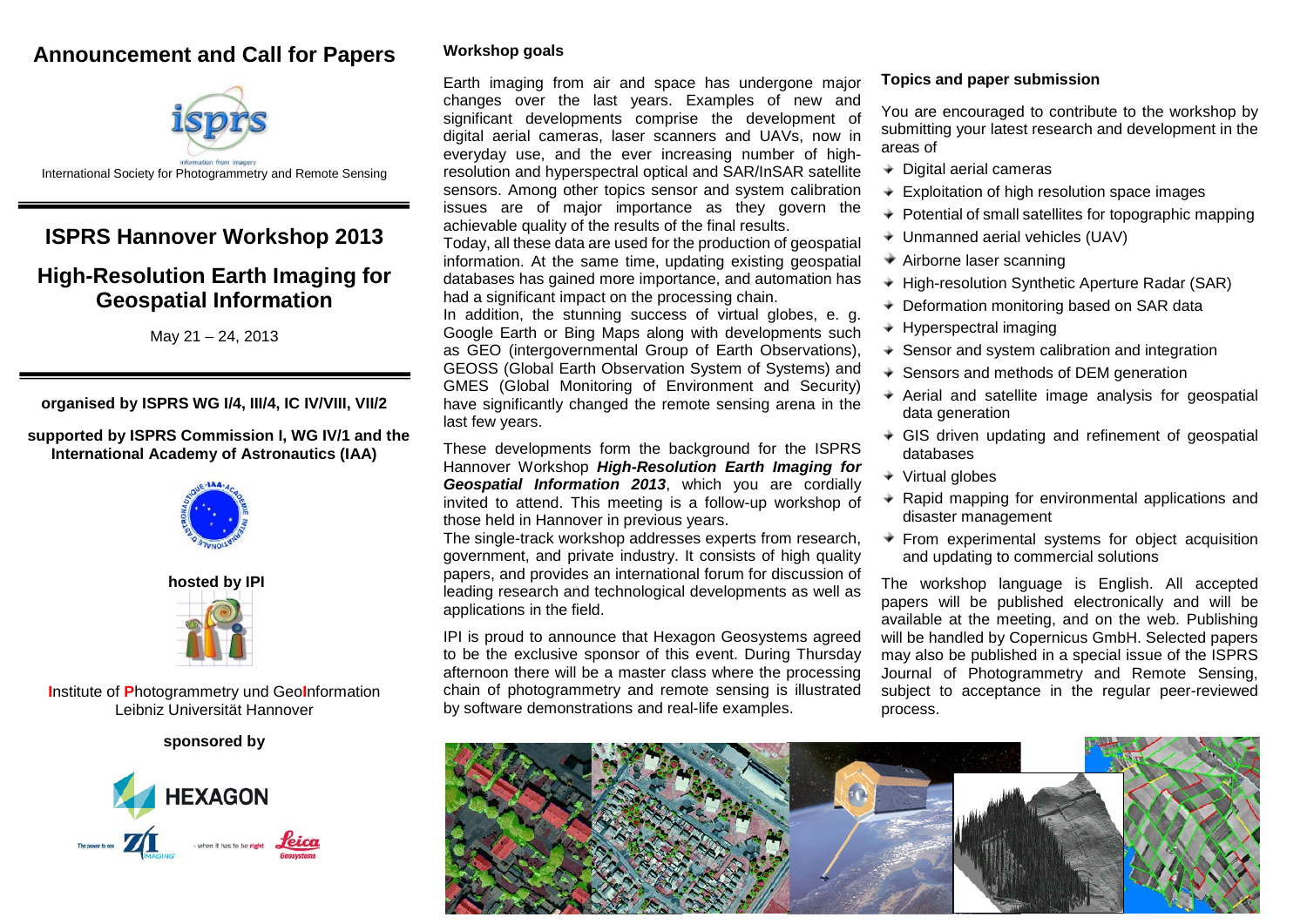# Announcement and Call for Papers

International Society for Photogrammetry and Remote Sensing

## ISPRS Hannover Workshop 2013

## High-Resolution Earth Imaging for Geospatial Information

May 21 – 24, 2013

**organised by ISPRS WG I/4, III/4, IC IV/VIII, VII/2**

**supported by ISPRS Commission I, WG IV/1 and the International Academy of Astronautics (IAA)**

**hosted by IPI**

Institute of Photogrammetry und GeoInformation
Leibniz Universität Hannover

**sponsored by**

### Workshop goals

Earth imaging from air and space has undergone major changes over the last years. Examples of new and significant developments comprise the development of digital aerial cameras, laser scanners and UAVs, now in everyday use, and the ever increasing number of high-resolution and hyperspectral optical and SAR/InSAR satellite sensors. Among other topics sensor and system calibration issues are of major importance as they govern the achievable quality of the results of the final results.

Today, all these data are used for the production of geospatial information. At the same time, updating existing geospatial databases has gained more importance, and automation has had a significant impact on the processing chain.

In addition, the stunning success of virtual globes, e. g. Google Earth or Bing Maps along with developments such as GEO (intergovernmental Group of Earth Observations), GEOSS (Global Earth Observation System of Systems) and GMES (Global Monitoring of Environment and Security) have significantly changed the remote sensing arena in the last few years.

These developments form the background for the ISPRS Hannover Workshop ***High-Resolution Earth Imaging for Geospatial Information 2013***, which you are cordially invited to attend. This meeting is a follow-up workshop of those held in Hannover in previous years.

The single-track workshop addresses experts from research, government, and private industry. It consists of high quality papers, and provides an international forum for discussion of leading research and technological developments as well as applications in the field.

IPI is proud to announce that Hexagon Geosystems agreed to be the exclusive sponsor of this event. During Thursday afternoon there will be a master class where the processing chain of photogrammetry and remote sensing is illustrated by software demonstrations and real-life examples.

### Topics and paper submission

You are encouraged to contribute to the workshop by submitting your latest research and development in the areas of

- Digital aerial cameras
- Exploitation of high resolution space images
- Potential of small satellites for topographic mapping
- Unmanned aerial vehicles (UAV)
- Airborne laser scanning
- High-resolution Synthetic Aperture Radar (SAR)
- Deformation monitoring based on SAR data
- Hyperspectral imaging
- Sensor and system calibration and integration
- Sensors and methods of DEM generation
- Aerial and satellite image analysis for geospatial data generation
- GIS driven updating and refinement of geospatial databases
- Virtual globes
- Rapid mapping for environmental applications and disaster management
- From experimental systems for object acquisition and updating to commercial solutions

The workshop language is English. All accepted papers will be published electronically and will be available at the meeting, and on the web. Publishing will be handled by Copernicus GmbH. Selected papers may also be published in a special issue of the ISPRS Journal of Photogrammetry and Remote Sensing, subject to acceptance in the regular peer-reviewed process.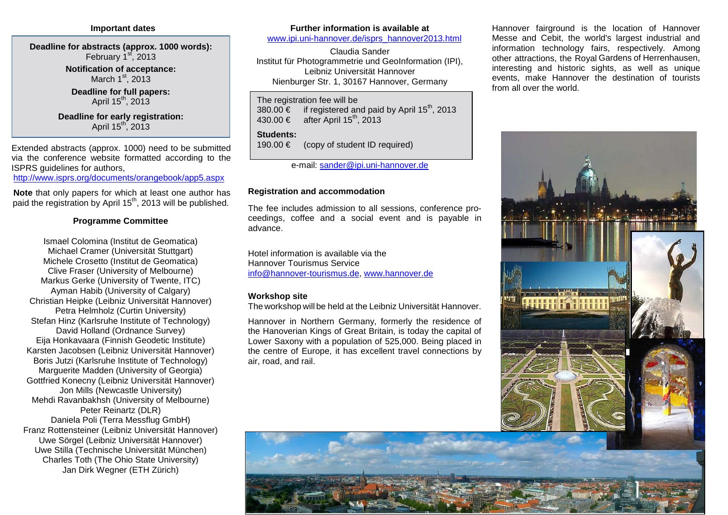### Important dates

**Deadline for abstracts (approx. 1000 words):**
February 1st, 2013

**Notification of acceptance:**
March 1st, 2013

**Deadline for full papers:**
April 15th, 2013

**Deadline for early registration:**
April 15th, 2013

Extended abstracts (approx. 1000) need to be submitted via the conference website formatted according to the ISPRS guidelines for authors,
http://www.isprs.org/documents/orangebook/app5.aspx

**Note** that only papers for which at least one author has paid the registration by April 15th, 2013 will be published.

### Programme Committee

Ismael Colomina (Institut de Geomatica)
Michael Cramer (Universität Stuttgart)
Michele Crosetto (Institut de Geomatica)
Clive Fraser (University of Melbourne)
Markus Gerke (University of Twente, ITC)
Ayman Habib (University of Calgary)
Christian Heipke (Leibniz Universität Hannover)
Petra Helmholz (Curtin University)
Stefan Hinz (Karlsruhe Institute of Technology)
David Holland (Ordnance Survey)
Eija Honkavaara (Finnish Geodetic Institute)
Karsten Jacobsen (Leibniz Universität Hannover)
Boris Jutzi (Karlsruhe Institute of Technology)
Marguerite Madden (University of Georgia)
Gottfried Konecny (Leibniz Universität Hannover)
Jon Mills (Newcastle University)
Mehdi Ravanbakhsh (University of Melbourne)
Peter Reinartz (DLR)
Daniela Poli (Terra Messflug GmbH)
Franz Rottensteiner (Leibniz Universität Hannover)
Uwe Sörgel (Leibniz Universität Hannover)
Uwe Stilla (Technische Universität München)
Charles Toth (The Ohio State University)
Jan Dirk Wegner (ETH Zürich)

### Further information is available at

www.ipi.uni-hannover.de/isprs_hannover2013.html

Claudia Sander
Institut für Photogrammetrie und GeoInformation (IPI),
Leibniz Universität Hannover
Nienburger Str. 1, 30167 Hannover, Germany

The registration fee will be
380.00 € if registered and paid by April 15th, 2013
430.00 € after April 15th, 2013

**Students:**
190.00 € (copy of student ID required)

e-mail: sander@ipi.uni-hannover.de

### Registration and accommodation

The fee includes admission to all sessions, conference proceedings, coffee and a social event and is payable in advance.

Hotel information is available via the
Hannover Tourismus Service
info@hannover-tourismus.de, www.hannover.de

### Workshop site

The workshop will be held at the Leibniz Universität Hannover.

Hannover in Northern Germany, formerly the residence of the Hanoverian Kings of Great Britain, is today the capital of Lower Saxony with a population of 525,000. Being placed in the centre of Europe, it has excellent travel connections by air, road, and rail.

Hannover fairground is the location of Hannover Messe and Cebit, the world's largest industrial and information technology fairs, respectively. Among other attractions, the Royal Gardens of Herrenhausen, interesting and historic sights, as well as unique events, make Hannover the destination of tourists from all over the world.